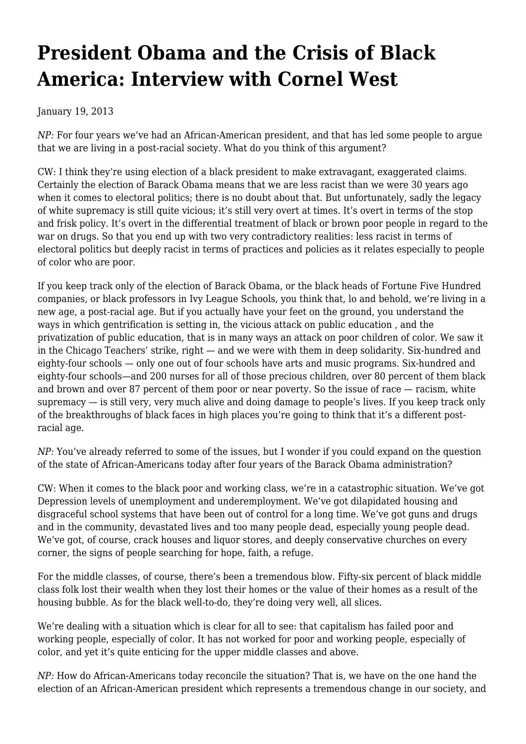# President Obama and the Crisis of Black America: Interview with Cornel West

January 19, 2013

*NP:* For four years we've had an African-American president, and that has led some people to argue that we are living in a post-racial society. What do you think of this argument?

CW: I think they're using election of a black president to make extravagant, exaggerated claims. Certainly the election of Barack Obama means that we are less racist than we were 30 years ago when it comes to electoral politics; there is no doubt about that. But unfortunately, sadly the legacy of white supremacy is still quite vicious; it's still very overt at times. It's overt in terms of the stop and frisk policy. It's overt in the differential treatment of black or brown poor people in regard to the war on drugs. So that you end up with two very contradictory realities: less racist in terms of electoral politics but deeply racist in terms of practices and policies as it relates especially to people of color who are poor.

If you keep track only of the election of Barack Obama, or the black heads of Fortune Five Hundred companies, or black professors in Ivy League Schools, you think that, lo and behold, we're living in a new age, a post-racial age. But if you actually have your feet on the ground, you understand the ways in which gentrification is setting in, the vicious attack on public education , and the privatization of public education, that is in many ways an attack on poor children of color. We saw it in the Chicago Teachers' strike, right — and we were with them in deep solidarity. Six-hundred and eighty-four schools — only one out of four schools have arts and music programs. Six-hundred and eighty-four schools—and 200 nurses for all of those precious children, over 80 percent of them black and brown and over 87 percent of them poor or near poverty. So the issue of race — racism, white supremacy — is still very, very much alive and doing damage to people's lives. If you keep track only of the breakthroughs of black faces in high places you're going to think that it's a different post-racial age.

*NP:* You've already referred to some of the issues, but I wonder if you could expand on the question of the state of African-Americans today after four years of the Barack Obama administration?

CW: When it comes to the black poor and working class, we're in a catastrophic situation. We've got Depression levels of unemployment and underemployment. We've got dilapidated housing and disgraceful school systems that have been out of control for a long time. We've got guns and drugs and in the community, devastated lives and too many people dead, especially young people dead. We've got, of course, crack houses and liquor stores, and deeply conservative churches on every corner, the signs of people searching for hope, faith, a refuge.

For the middle classes, of course, there's been a tremendous blow. Fifty-six percent of black middle class folk lost their wealth when they lost their homes or the value of their homes as a result of the housing bubble. As for the black well-to-do, they're doing very well, all slices.

We're dealing with a situation which is clear for all to see: that capitalism has failed poor and working people, especially of color. It has not worked for poor and working people, especially of color, and yet it's quite enticing for the upper middle classes and above.

*NP:* How do African-Americans today reconcile the situation? That is, we have on the one hand the election of an African-American president which represents a tremendous change in our society, and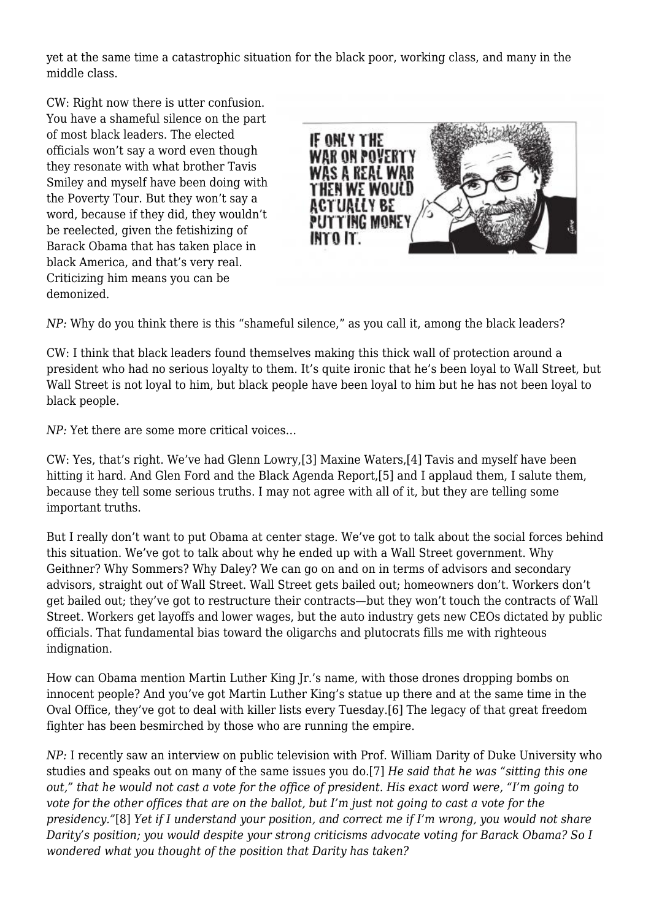yet at the same time a catastrophic situation for the black poor, working class, and many in the middle class.

CW: Right now there is utter confusion. You have a shameful silence on the part of most black leaders. The elected officials won't say a word even though they resonate with what brother Tavis Smiley and myself have been doing with the Poverty Tour. But they won't say a word, because if they did, they wouldn't be reelected, given the fetishizing of Barack Obama that has taken place in black America, and that's very real. Criticizing him means you can be demonized.

*NP:* Why do you think there is this "shameful silence," as you call it, among the black leaders?

CW: I think that black leaders found themselves making this thick wall of protection around a president who had no serious loyalty to them. It's quite ironic that he's been loyal to Wall Street, but Wall Street is not loyal to him, but black people have been loyal to him but he has not been loyal to black people.

*NP:* Yet there are some more critical voices…

CW: Yes, that's right. We've had Glenn Lowry,[3] Maxine Waters,[4] Tavis and myself have been hitting it hard. And Glen Ford and the Black Agenda Report,[5] and I applaud them, I salute them, because they tell some serious truths. I may not agree with all of it, but they are telling some important truths.

But I really don't want to put Obama at center stage. We've got to talk about the social forces behind this situation. We've got to talk about why he ended up with a Wall Street government. Why Geithner? Why Sommers? Why Daley? We can go on and on in terms of advisors and secondary advisors, straight out of Wall Street. Wall Street gets bailed out; homeowners don't. Workers don't get bailed out; they've got to restructure their contracts—but they won't touch the contracts of Wall Street. Workers get layoffs and lower wages, but the auto industry gets new CEOs dictated by public officials. That fundamental bias toward the oligarchs and plutocrats fills me with righteous indignation.

How can Obama mention Martin Luther King Jr.'s name, with those drones dropping bombs on innocent people? And you've got Martin Luther King's statue up there and at the same time in the Oval Office, they've got to deal with killer lists every Tuesday.[6] The legacy of that great freedom fighter has been besmirched by those who are running the empire.

*NP:* I recently saw an interview on public television with Prof. William Darity of Duke University who studies and speaks out on many of the same issues you do.[7] *He said that he was "sitting this one out," that he would not cast a vote for the office of president. His exact word were, "I'm going to vote for the other offices that are on the ballot, but I'm just not going to cast a vote for the presidency."*[8] *Yet if I understand your position, and correct me if I'm wrong, you would not share Darity's position; you would despite your strong criticisms advocate voting for Barack Obama? So I wondered what you thought of the position that Darity has taken?*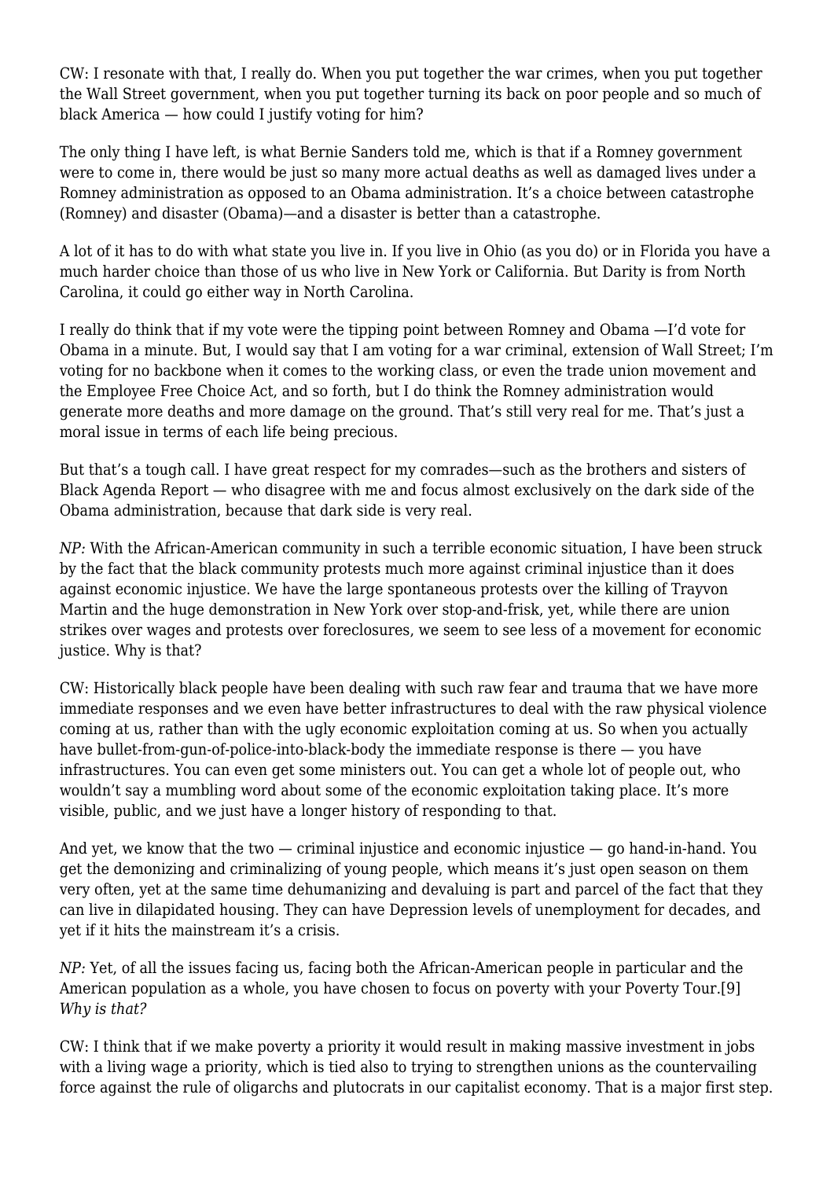CW: I resonate with that, I really do. When you put together the war crimes, when you put together the Wall Street government, when you put together turning its back on poor people and so much of black America — how could I justify voting for him?

The only thing I have left, is what Bernie Sanders told me, which is that if a Romney government were to come in, there would be just so many more actual deaths as well as damaged lives under a Romney administration as opposed to an Obama administration. It's a choice between catastrophe (Romney) and disaster (Obama)—and a disaster is better than a catastrophe.

A lot of it has to do with what state you live in. If you live in Ohio (as you do) or in Florida you have a much harder choice than those of us who live in New York or California. But Darity is from North Carolina, it could go either way in North Carolina.

I really do think that if my vote were the tipping point between Romney and Obama —I'd vote for Obama in a minute. But, I would say that I am voting for a war criminal, extension of Wall Street; I'm voting for no backbone when it comes to the working class, or even the trade union movement and the Employee Free Choice Act, and so forth, but I do think the Romney administration would generate more deaths and more damage on the ground. That's still very real for me. That's just a moral issue in terms of each life being precious.

But that's a tough call. I have great respect for my comrades—such as the brothers and sisters of Black Agenda Report — who disagree with me and focus almost exclusively on the dark side of the Obama administration, because that dark side is very real.

*NP:* With the African-American community in such a terrible economic situation, I have been struck by the fact that the black community protests much more against criminal injustice than it does against economic injustice. We have the large spontaneous protests over the killing of Trayvon Martin and the huge demonstration in New York over stop-and-frisk, yet, while there are union strikes over wages and protests over foreclosures, we seem to see less of a movement for economic justice. Why is that?

CW: Historically black people have been dealing with such raw fear and trauma that we have more immediate responses and we even have better infrastructures to deal with the raw physical violence coming at us, rather than with the ugly economic exploitation coming at us. So when you actually have bullet-from-gun-of-police-into-black-body the immediate response is there — you have infrastructures. You can even get some ministers out. You can get a whole lot of people out, who wouldn't say a mumbling word about some of the economic exploitation taking place. It's more visible, public, and we just have a longer history of responding to that.

And yet, we know that the two — criminal injustice and economic injustice — go hand-in-hand. You get the demonizing and criminalizing of young people, which means it's just open season on them very often, yet at the same time dehumanizing and devaluing is part and parcel of the fact that they can live in dilapidated housing. They can have Depression levels of unemployment for decades, and yet if it hits the mainstream it's a crisis.

*NP:* Yet, of all the issues facing us, facing both the African-American people in particular and the American population as a whole, you have chosen to focus on poverty with your Poverty Tour.[9] *Why is that?*

CW: I think that if we make poverty a priority it would result in making massive investment in jobs with a living wage a priority, which is tied also to trying to strengthen unions as the countervailing force against the rule of oligarchs and plutocrats in our capitalist economy. That is a major first step.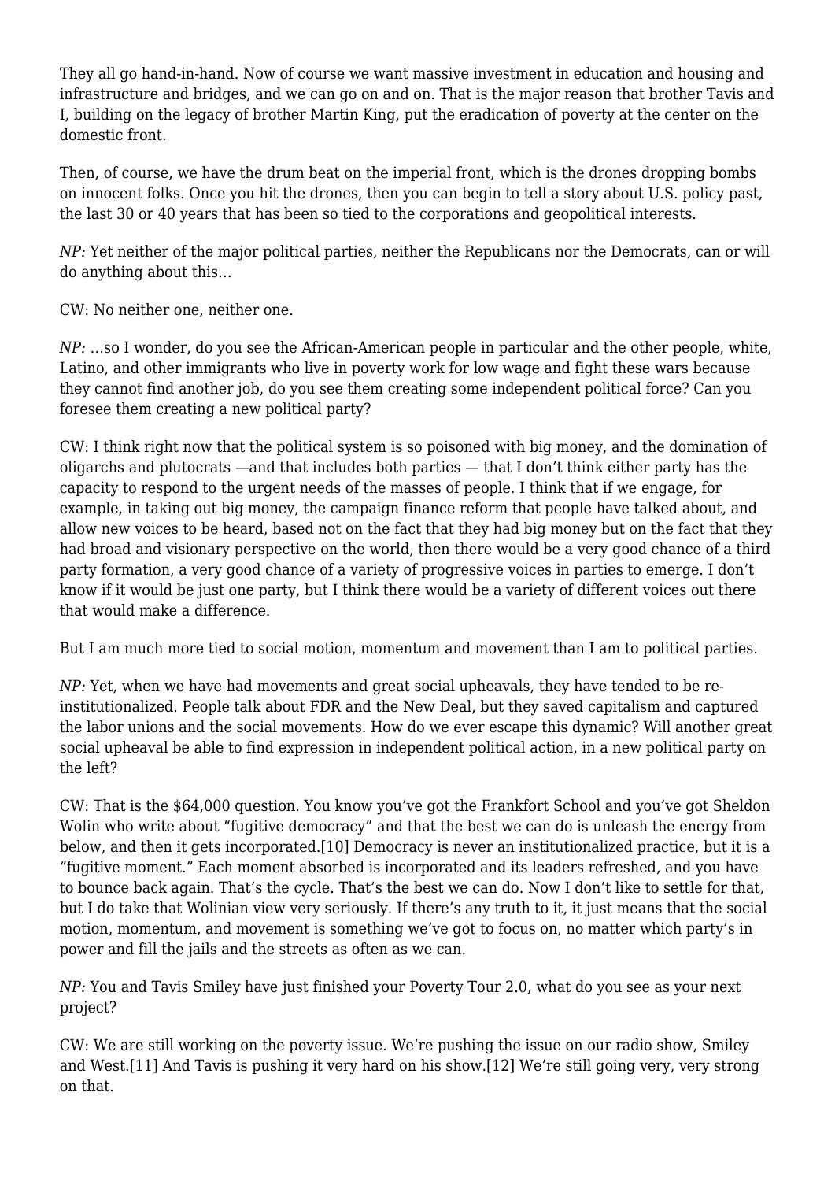They all go hand-in-hand. Now of course we want massive investment in education and housing and infrastructure and bridges, and we can go on and on. That is the major reason that brother Tavis and I, building on the legacy of brother Martin King, put the eradication of poverty at the center on the domestic front.

Then, of course, we have the drum beat on the imperial front, which is the drones dropping bombs on innocent folks. Once you hit the drones, then you can begin to tell a story about U.S. policy past, the last 30 or 40 years that has been so tied to the corporations and geopolitical interests.

*NP:* Yet neither of the major political parties, neither the Republicans nor the Democrats, can or will do anything about this…

CW: No neither one, neither one.

*NP:* …so I wonder, do you see the African-American people in particular and the other people, white, Latino, and other immigrants who live in poverty work for low wage and fight these wars because they cannot find another job, do you see them creating some independent political force? Can you foresee them creating a new political party?

CW: I think right now that the political system is so poisoned with big money, and the domination of oligarchs and plutocrats —and that includes both parties — that I don't think either party has the capacity to respond to the urgent needs of the masses of people. I think that if we engage, for example, in taking out big money, the campaign finance reform that people have talked about, and allow new voices to be heard, based not on the fact that they had big money but on the fact that they had broad and visionary perspective on the world, then there would be a very good chance of a third party formation, a very good chance of a variety of progressive voices in parties to emerge. I don't know if it would be just one party, but I think there would be a variety of different voices out there that would make a difference.

But I am much more tied to social motion, momentum and movement than I am to political parties.

*NP:* Yet, when we have had movements and great social upheavals, they have tended to be re-institutionalized. People talk about FDR and the New Deal, but they saved capitalism and captured the labor unions and the social movements. How do we ever escape this dynamic? Will another great social upheaval be able to find expression in independent political action, in a new political party on the left?

CW: That is the $64,000 question. You know you've got the Frankfort School and you've got Sheldon Wolin who write about "fugitive democracy" and that the best we can do is unleash the energy from below, and then it gets incorporated.[10] Democracy is never an institutionalized practice, but it is a "fugitive moment." Each moment absorbed is incorporated and its leaders refreshed, and you have to bounce back again. That's the cycle. That's the best we can do. Now I don't like to settle for that, but I do take that Wolinian view very seriously. If there's any truth to it, it just means that the social motion, momentum, and movement is something we've got to focus on, no matter which party's in power and fill the jails and the streets as often as we can.

*NP:* You and Tavis Smiley have just finished your Poverty Tour 2.0, what do you see as your next project?

CW: We are still working on the poverty issue. We're pushing the issue on our radio show, Smiley and West.[11] And Tavis is pushing it very hard on his show.[12] We're still going very, very strong on that.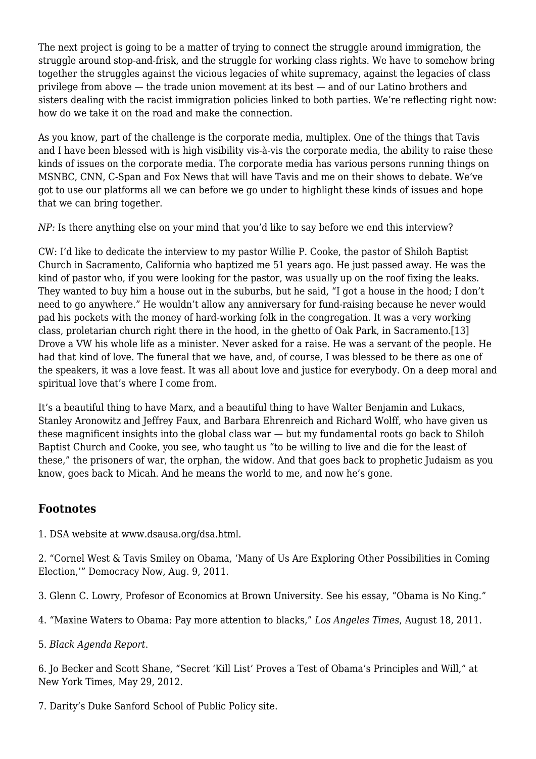The next project is going to be a matter of trying to connect the struggle around immigration, the struggle around stop-and-frisk, and the struggle for working class rights. We have to somehow bring together the struggles against the vicious legacies of white supremacy, against the legacies of class privilege from above — the trade union movement at its best — and of our Latino brothers and sisters dealing with the racist immigration policies linked to both parties. We're reflecting right now: how do we take it on the road and make the connection.

As you know, part of the challenge is the corporate media, multiplex. One of the things that Tavis and I have been blessed with is high visibility vis-à-vis the corporate media, the ability to raise these kinds of issues on the corporate media. The corporate media has various persons running things on MSNBC, CNN, C-Span and Fox News that will have Tavis and me on their shows to debate. We've got to use our platforms all we can before we go under to highlight these kinds of issues and hope that we can bring together.

*NP:* Is there anything else on your mind that you'd like to say before we end this interview?

CW: I'd like to dedicate the interview to my pastor Willie P. Cooke, the pastor of Shiloh Baptist Church in Sacramento, California who baptized me 51 years ago. He just passed away. He was the kind of pastor who, if you were looking for the pastor, was usually up on the roof fixing the leaks. They wanted to buy him a house out in the suburbs, but he said, "I got a house in the hood; I don't need to go anywhere." He wouldn't allow any anniversary for fund-raising because he never would pad his pockets with the money of hard-working folk in the congregation. It was a very working class, proletarian church right there in the hood, in the ghetto of Oak Park, in Sacramento.[13] Drove a VW his whole life as a minister. Never asked for a raise. He was a servant of the people. He had that kind of love. The funeral that we have, and, of course, I was blessed to be there as one of the speakers, it was a love feast. It was all about love and justice for everybody. On a deep moral and spiritual love that's where I come from.

It's a beautiful thing to have Marx, and a beautiful thing to have Walter Benjamin and Lukacs, Stanley Aronowitz and Jeffrey Faux, and Barbara Ehrenreich and Richard Wolff, who have given us these magnificent insights into the global class war — but my fundamental roots go back to Shiloh Baptist Church and Cooke, you see, who taught us "to be willing to live and die for the least of these," the prisoners of war, the orphan, the widow. And that goes back to prophetic Judaism as you know, goes back to Micah. And he means the world to me, and now he's gone.

## Footnotes

1. DSA website at www.dsausa.org/dsa.html.

2. "Cornel West & Tavis Smiley on Obama, 'Many of Us Are Exploring Other Possibilities in Coming Election,'" Democracy Now, Aug. 9, 2011.

3. Glenn C. Lowry, Profesor of Economics at Brown University. See his essay, "Obama is No King."

4. "Maxine Waters to Obama: Pay more attention to blacks," *Los Angeles Times*, August 18, 2011.

5. *Black Agenda Report*.

6. Jo Becker and Scott Shane, "Secret 'Kill List' Proves a Test of Obama's Principles and Will," at New York Times, May 29, 2012.

7. Darity's Duke Sanford School of Public Policy site.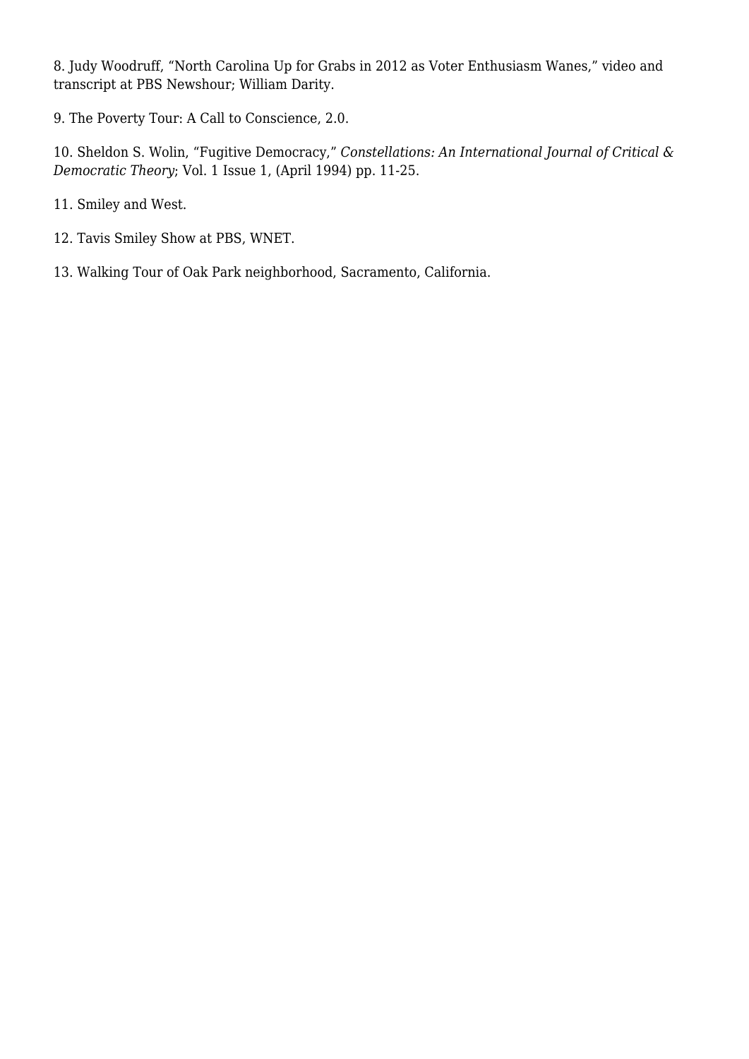8. Judy Woodruff, "North Carolina Up for Grabs in 2012 as Voter Enthusiasm Wanes," video and transcript at PBS Newshour; William Darity.

9. The Poverty Tour: A Call to Conscience, 2.0.

10. Sheldon S. Wolin, "Fugitive Democracy," *Constellations: An International Journal of Critical & Democratic Theory*; Vol. 1 Issue 1, (April 1994) pp. 11-25.

11. Smiley and West.

12. Tavis Smiley Show at PBS, WNET.

13. Walking Tour of Oak Park neighborhood, Sacramento, California.